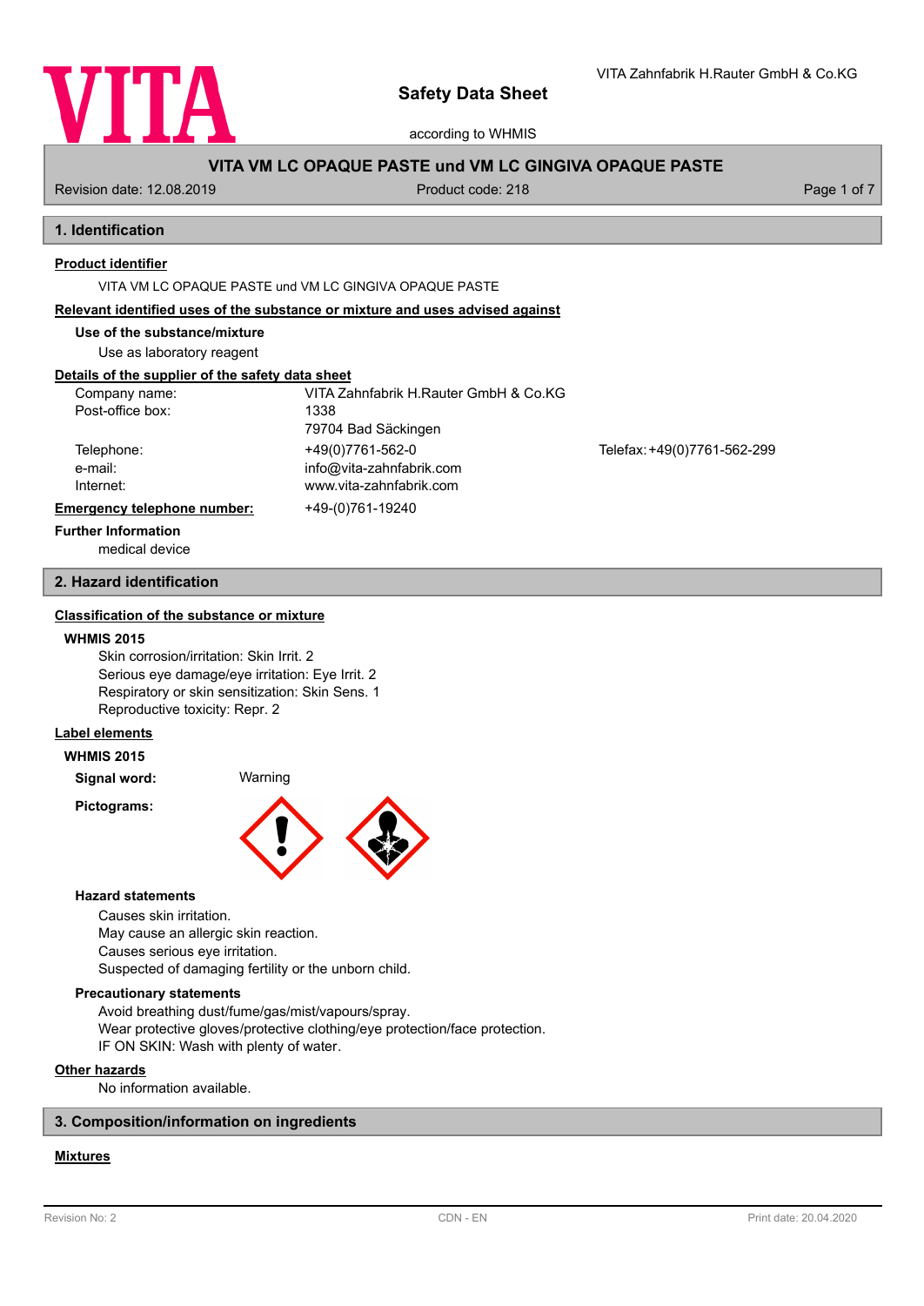# Safety Data Sheet

according to WHMIS

VITA Zahnfabrik H.Rauter GmbH & Co.KG

**VITA VM LC OPAQUE PASTE und VM LC GINGIVA OPAQUE PASTE**

Revision date: 12.08.2019 | Product code: 218

## 1. Identification

**Product identifier**

VITA VM LC OPAQUE PASTE und VM LC GINGIVA OPAQUE PASTE

**Relevant identified uses of the substance or mixture and uses advised against**

**Use of the substance/mixture**

Use as laboratory reagent

**Details of the supplier of the safety data sheet**

| | | |
|---|---|---|
| Company name: | VITA Zahnfabrik H.Rauter GmbH & Co.KG | |
| Post-office box: | 1338 | |
| | 79704 Bad Säckingen | |
| Telephone: | +49(0)7761-562-0 | Telefax: +49(0)7761-562-299 |
| e-mail: | info@vita-zahnfabrik.com | |
| Internet: | www.vita-zahnfabrik.com | |
| **Emergency telephone number:** | +49-(0)761-19240 | |

**Further Information**

medical device

## 2. Hazard identification

**Classification of the substance or mixture**

**WHMIS 2015**

Skin corrosion/irritation: Skin Irrit. 2
Serious eye damage/eye irritation: Eye Irrit. 2
Respiratory or skin sensitization: Skin Sens. 1
Reproductive toxicity: Repr. 2

**Label elements**

**WHMIS 2015**

**Signal word:** Warning

**Pictograms:**

**Hazard statements**

Causes skin irritation.
May cause an allergic skin reaction.
Causes serious eye irritation.
Suspected of damaging fertility or the unborn child.

**Precautionary statements**

Avoid breathing dust/fume/gas/mist/vapours/spray.
Wear protective gloves/protective clothing/eye protection/face protection.
IF ON SKIN: Wash with plenty of water.

**Other hazards**

No information available.

## 3. Composition/information on ingredients

**Mixtures**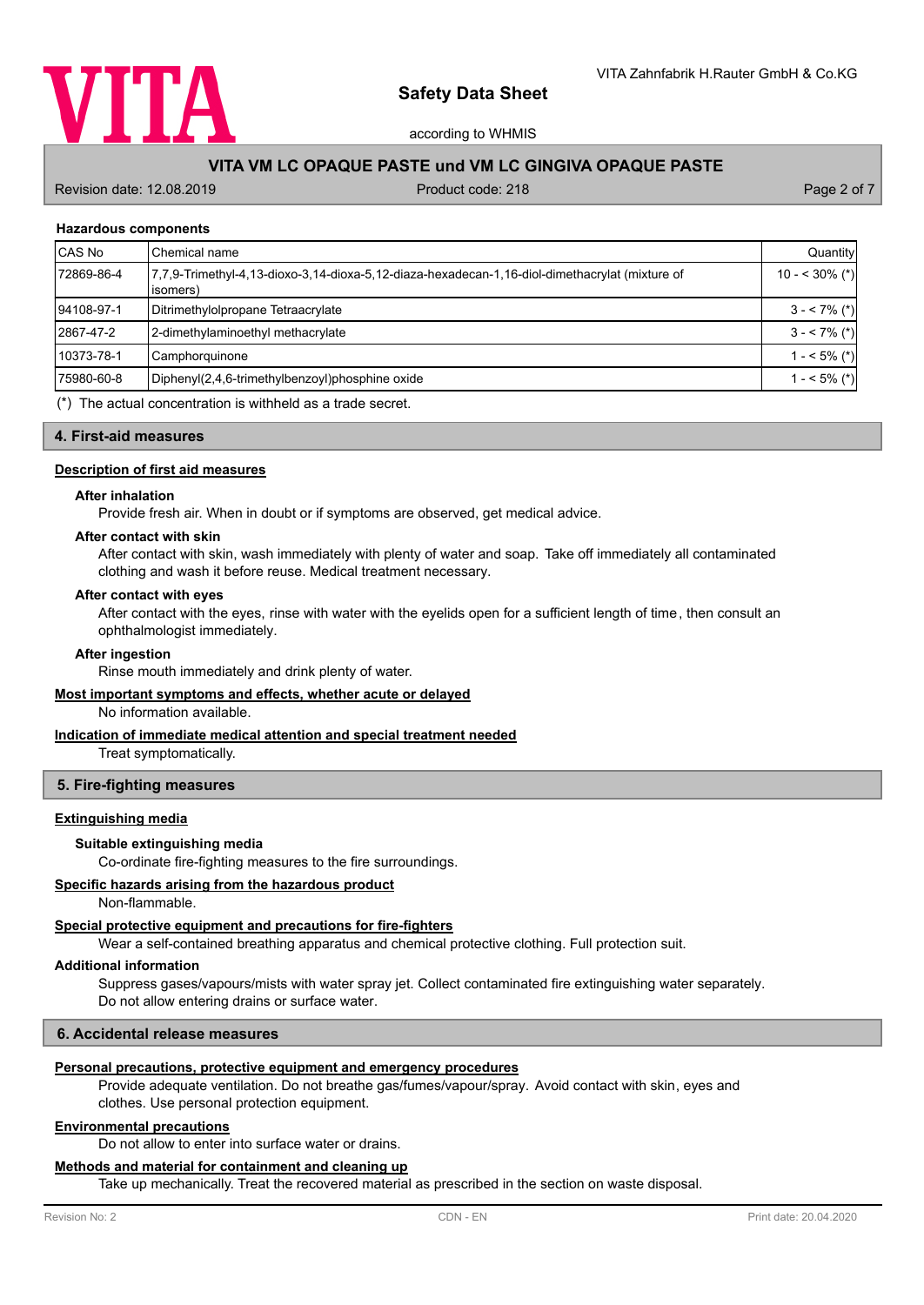#### Hazardous components

| CAS No | Chemical name | Quantity |
|---|---|---|
| 72869-86-4 | 7,7,9-Trimethyl-4,13-dioxo-3,14-dioxa-5,12-diaza-hexadecan-1,16-diol-dimethacrylat (mixture of isomers) | 10 - < 30% (*) |
| 94108-97-1 | Ditrimethylolpropane Tetraacrylate | 3 - < 7% (*) |
| 2867-47-2 | 2-dimethylaminoethyl methacrylate | 3 - < 7% (*) |
| 10373-78-1 | Camphorquinone | 1 - < 5% (*) |
| 75980-60-8 | Diphenyl(2,4,6-trimethylbenzoyl)phosphine oxide | 1 - < 5% (*) |

(*) The actual concentration is withheld as a trade secret.

## 4. First-aid measures

### Description of first aid measures

**After inhalation**

Provide fresh air. When in doubt or if symptoms are observed, get medical advice.

**After contact with skin**

After contact with skin, wash immediately with plenty of water and soap. Take off immediately all contaminated clothing and wash it before reuse. Medical treatment necessary.

**After contact with eyes**

After contact with the eyes, rinse with water with the eyelids open for a sufficient length of time, then consult an ophthalmologist immediately.

**After ingestion**

Rinse mouth immediately and drink plenty of water.

### Most important symptoms and effects, whether acute or delayed

No information available.

### Indication of immediate medical attention and special treatment needed

Treat symptomatically.

## 5. Fire-fighting measures

### Extinguishing media

**Suitable extinguishing media**

Co-ordinate fire-fighting measures to the fire surroundings.

### Specific hazards arising from the hazardous product

Non-flammable.

### Special protective equipment and precautions for fire-fighters

Wear a self-contained breathing apparatus and chemical protective clothing. Full protection suit.

**Additional information**

Suppress gases/vapours/mists with water spray jet. Collect contaminated fire extinguishing water separately. Do not allow entering drains or surface water.

## 6. Accidental release measures

### Personal precautions, protective equipment and emergency procedures

Provide adequate ventilation. Do not breathe gas/fumes/vapour/spray. Avoid contact with skin, eyes and clothes. Use personal protection equipment.

### Environmental precautions

Do not allow to enter into surface water or drains.

### Methods and material for containment and cleaning up

Take up mechanically. Treat the recovered material as prescribed in the section on waste disposal.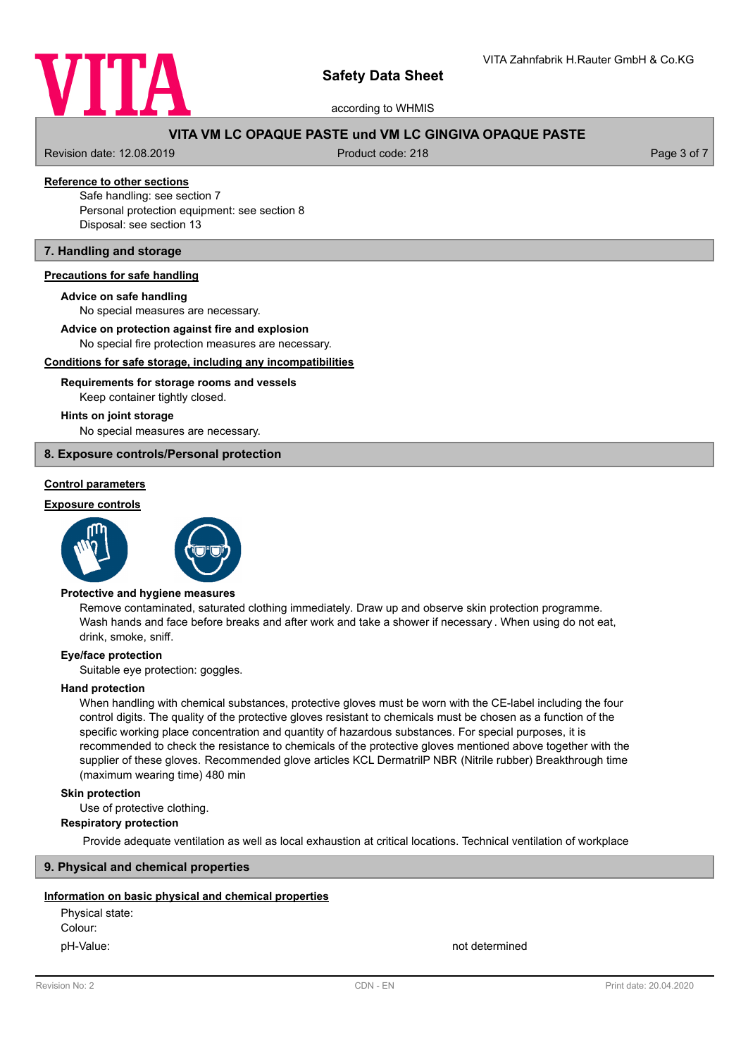**Reference to other sections**

Safe handling: see section 7
Personal protection equipment: see section 8
Disposal: see section 13

## 7. Handling and storage

**Precautions for safe handling**

**Advice on safe handling**

No special measures are necessary.

**Advice on protection against fire and explosion**

No special fire protection measures are necessary.

**Conditions for safe storage, including any incompatibilities**

**Requirements for storage rooms and vessels**

Keep container tightly closed.

**Hints on joint storage**

No special measures are necessary.

## 8. Exposure controls/Personal protection

**Control parameters**

**Exposure controls**

**Protective and hygiene measures**

Remove contaminated, saturated clothing immediately. Draw up and observe skin protection programme. Wash hands and face before breaks and after work and take a shower if necessary . When using do not eat, drink, smoke, sniff.

**Eye/face protection**

Suitable eye protection: goggles.

**Hand protection**

When handling with chemical substances, protective gloves must be worn with the CE-label including the four control digits. The quality of the protective gloves resistant to chemicals must be chosen as a function of the specific working place concentration and quantity of hazardous substances. For special purposes, it is recommended to check the resistance to chemicals of the protective gloves mentioned above together with the supplier of these gloves. Recommended glove articles KCL DermatrilP NBR (Nitrile rubber) Breakthrough time (maximum wearing time) 480 min

**Skin protection**

Use of protective clothing.

**Respiratory protection**

Provide adequate ventilation as well as local exhaustion at critical locations. Technical ventilation of workplace

## 9. Physical and chemical properties

**Information on basic physical and chemical properties**

| | |
|---|---|
| Physical state: | |
| Colour: | |
| pH-Value: | not determined |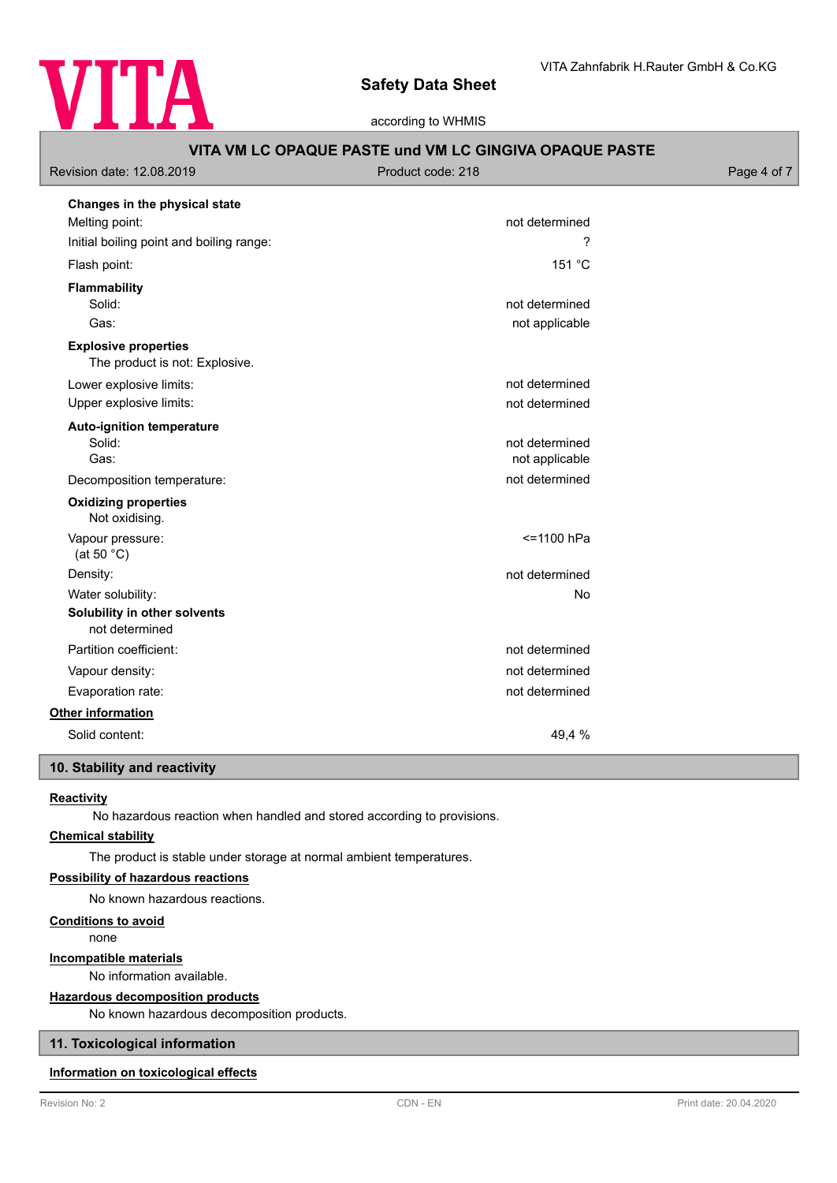**Changes in the physical state**

| | |
|---|---|
| Melting point: | not determined |
| Initial boiling point and boiling range: | ? |
| Flash point: | 151 °C |

**Flammability**

| | |
|---|---|
| Solid: | not determined |
| Gas: | not applicable |

**Explosive properties**

The product is not: Explosive.

| | |
|---|---|
| Lower explosive limits: | not determined |
| Upper explosive limits: | not determined |

**Auto-ignition temperature**

| | |
|---|---|
| Solid: | not determined |
| Gas: | not applicable |
| Decomposition temperature: | not determined |

**Oxidizing properties**

Not oxidising.

| | |
|---|---|
| Vapour pressure: (at 50 °C) | <=1100 hPa |
| Density: | not determined |
| Water solubility: | No |

**Solubility in other solvents**

not determined

| | |
|---|---|
| Partition coefficient: | not determined |
| Vapour density: | not determined |
| Evaporation rate: | not determined |

**Other information**

| | |
|---|---|
| Solid content: | 49,4 % |

## 10. Stability and reactivity

**Reactivity**

No hazardous reaction when handled and stored according to provisions.

**Chemical stability**

The product is stable under storage at normal ambient temperatures.

**Possibility of hazardous reactions**

No known hazardous reactions.

**Conditions to avoid**

none

**Incompatible materials**

No information available.

**Hazardous decomposition products**

No known hazardous decomposition products.

## 11. Toxicological information

**Information on toxicological effects**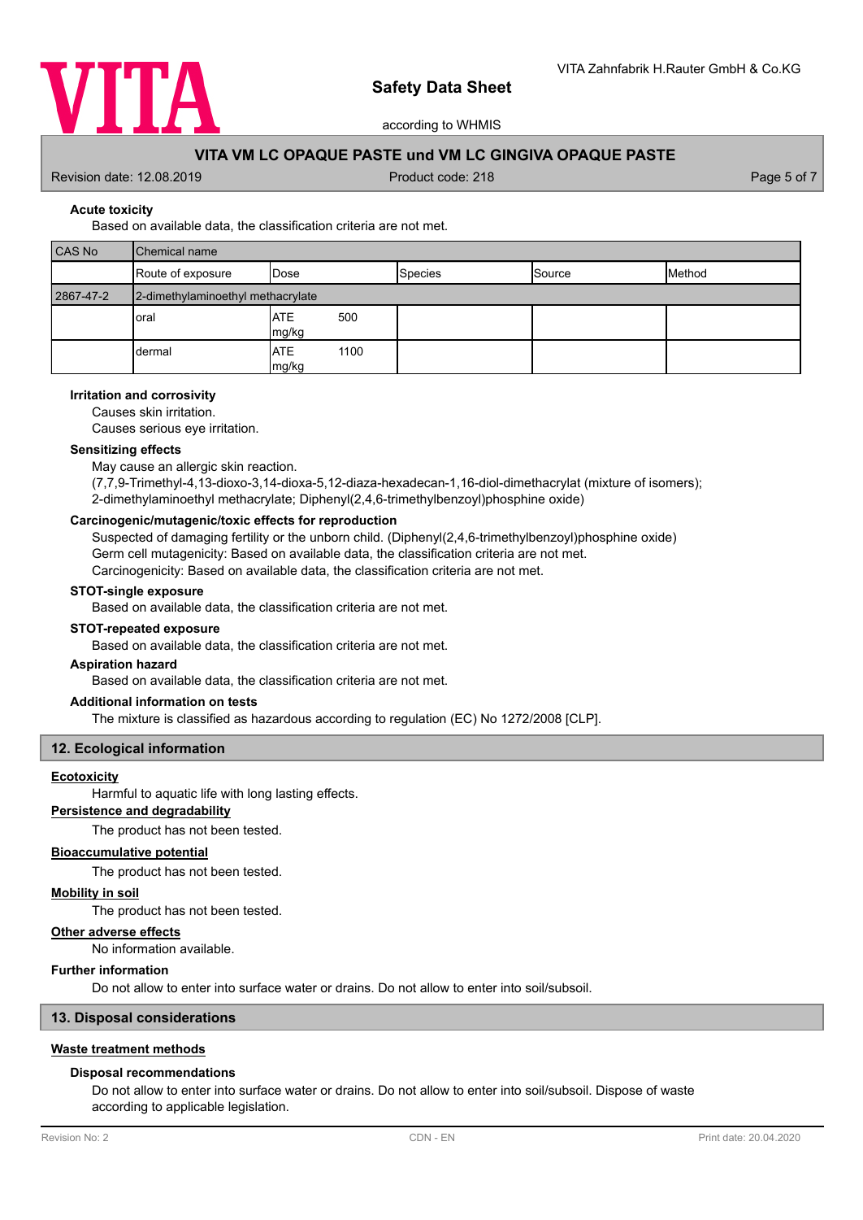### Acute toxicity

Based on available data, the classification criteria are not met.

| CAS No | Chemical name | | | | |
|---|---|---|---|---|---|
| | Route of exposure | Dose | Species | Source | Method |
| 2867-47-2 | 2-dimethylaminoethyl methacrylate | | | | |
| | oral | ATE 500 mg/kg | | | |
| | dermal | ATE 1100 mg/kg | | | |

### Irritation and corrosivity

Causes skin irritation.
Causes serious eye irritation.

### Sensitizing effects

May cause an allergic skin reaction.
(7,7,9-Trimethyl-4,13-dioxo-3,14-dioxa-5,12-diaza-hexadecan-1,16-diol-dimethacrylat (mixture of isomers); 2-dimethylaminoethyl methacrylate; Diphenyl(2,4,6-trimethylbenzoyl)phosphine oxide)

### Carcinogenic/mutagenic/toxic effects for reproduction

Suspected of damaging fertility or the unborn child. (Diphenyl(2,4,6-trimethylbenzoyl)phosphine oxide)
Germ cell mutagenicity: Based on available data, the classification criteria are not met.
Carcinogenicity: Based on available data, the classification criteria are not met.

### STOT-single exposure

Based on available data, the classification criteria are not met.

### STOT-repeated exposure

Based on available data, the classification criteria are not met.

### Aspiration hazard

Based on available data, the classification criteria are not met.

### Additional information on tests

The mixture is classified as hazardous according to regulation (EC) No 1272/2008 [CLP].

## 12. Ecological information

**Ecotoxicity**

Harmful to aquatic life with long lasting effects.

**Persistence and degradability**

The product has not been tested.

**Bioaccumulative potential**

The product has not been tested.

**Mobility in soil**

The product has not been tested.

**Other adverse effects**

No information available.

**Further information**

Do not allow to enter into surface water or drains. Do not allow to enter into soil/subsoil.

## 13. Disposal considerations

**Waste treatment methods**

### Disposal recommendations

Do not allow to enter into surface water or drains. Do not allow to enter into soil/subsoil. Dispose of waste according to applicable legislation.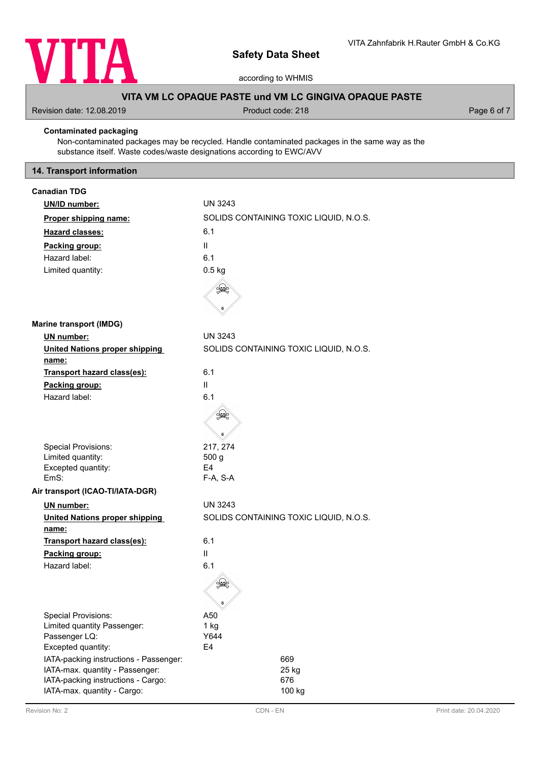**Contaminated packaging**

Non-contaminated packages may be recycled. Handle contaminated packages in the same way as the substance itself. Waste codes/waste designations according to EWC/AVV

## 14. Transport information

**Canadian TDG**

| | |
|---|---|
| **UN/ID number:** | UN 3243 |
| **Proper shipping name:** | SOLIDS CONTAINING TOXIC LIQUID, N.O.S. |
| **Hazard classes:** | 6.1 |
| **Packing group:** | II |
| Hazard label: | 6.1 |
| Limited quantity: | 0.5 kg |

**Marine transport (IMDG)**

| | |
|---|---|
| **UN number:** | UN 3243 |
| **United Nations proper shipping name:** | SOLIDS CONTAINING TOXIC LIQUID, N.O.S. |
| **Transport hazard class(es):** | 6.1 |
| **Packing group:** | II |
| Hazard label: | 6.1 |
| Special Provisions: | 217, 274 |
| Limited quantity: | 500 g |
| Excepted quantity: | E4 |
| EmS: | F-A, S-A |

**Air transport (ICAO-TI/IATA-DGR)**

| | |
|---|---|
| **UN number:** | UN 3243 |
| **United Nations proper shipping name:** | SOLIDS CONTAINING TOXIC LIQUID, N.O.S. |
| **Transport hazard class(es):** | 6.1 |
| **Packing group:** | II |
| Hazard label: | 6.1 |
| Special Provisions: | A50 |
| Limited quantity Passenger: | 1 kg |
| Passenger LQ: | Y644 |
| Excepted quantity: | E4 |
| IATA-packing instructions - Passenger: | 669 |
| IATA-max. quantity - Passenger: | 25 kg |
| IATA-packing instructions - Cargo: | 676 |
| IATA-max. quantity - Cargo: | 100 kg |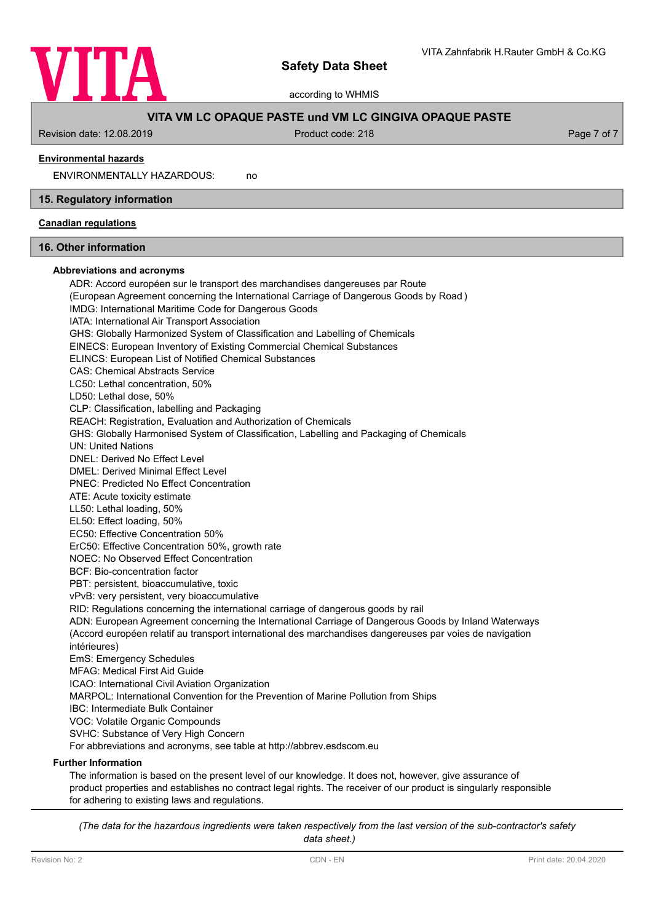#### Environmental hazards

ENVIRONMENTALLY HAZARDOUS: no

## 15. Regulatory information

#### Canadian regulations

## 16. Other information

**Abbreviations and acronyms**

ADR: Accord européen sur le transport des marchandises dangereuses par Route
(European Agreement concerning the International Carriage of Dangerous Goods by Road )
IMDG: International Maritime Code for Dangerous Goods
IATA: International Air Transport Association
GHS: Globally Harmonized System of Classification and Labelling of Chemicals
EINECS: European Inventory of Existing Commercial Chemical Substances
ELINCS: European List of Notified Chemical Substances
CAS: Chemical Abstracts Service
LC50: Lethal concentration, 50%
LD50: Lethal dose, 50%
CLP: Classification, labelling and Packaging
REACH: Registration, Evaluation and Authorization of Chemicals
GHS: Globally Harmonised System of Classification, Labelling and Packaging of Chemicals
UN: United Nations
DNEL: Derived No Effect Level
DMEL: Derived Minimal Effect Level
PNEC: Predicted No Effect Concentration
ATE: Acute toxicity estimate
LL50: Lethal loading, 50%
EL50: Effect loading, 50%
EC50: Effective Concentration 50%
ErC50: Effective Concentration 50%, growth rate
NOEC: No Observed Effect Concentration
BCF: Bio-concentration factor
PBT: persistent, bioaccumulative, toxic
vPvB: very persistent, very bioaccumulative
RID: Regulations concerning the international carriage of dangerous goods by rail
ADN: European Agreement concerning the International Carriage of Dangerous Goods by Inland Waterways
(Accord européen relatif au transport international des marchandises dangereuses par voies de navigation intérieures)
EmS: Emergency Schedules
MFAG: Medical First Aid Guide
ICAO: International Civil Aviation Organization
MARPOL: International Convention for the Prevention of Marine Pollution from Ships
IBC: Intermediate Bulk Container
VOC: Volatile Organic Compounds
SVHC: Substance of Very High Concern
For abbreviations and acronyms, see table at http://abbrev.esdscom.eu

**Further Information**

The information is based on the present level of our knowledge. It does not, however, give assurance of product properties and establishes no contract legal rights. The receiver of our product is singularly responsible for adhering to existing laws and regulations.

---

*(The data for the hazardous ingredients were taken respectively from the last version of the sub-contractor's safety data sheet.)*